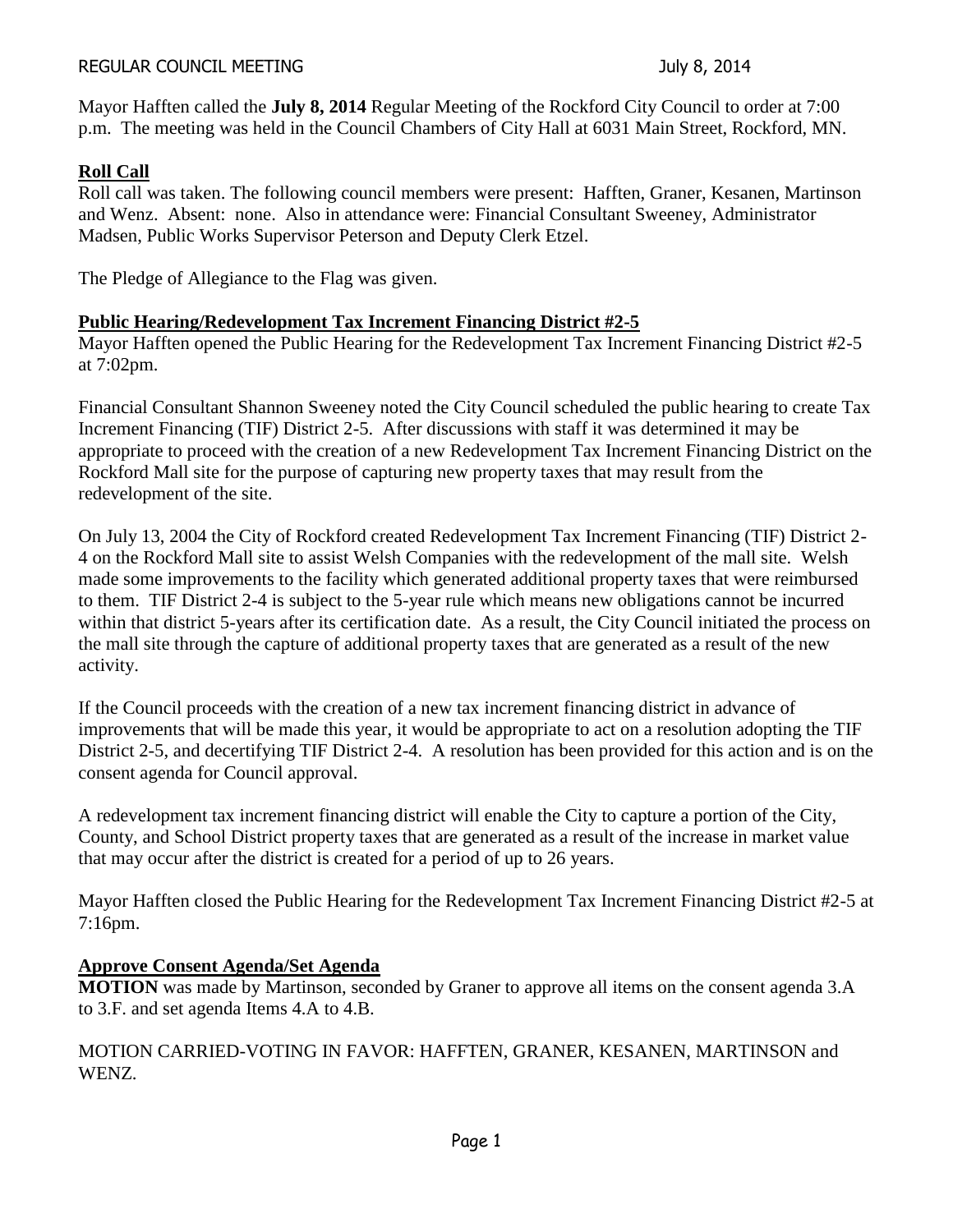Mayor Hafften called the **July 8, 2014** Regular Meeting of the Rockford City Council to order at 7:00 p.m. The meeting was held in the Council Chambers of City Hall at 6031 Main Street, Rockford, MN.

## Roll Call

Roll call was taken. The following council members were present: Hafften, Graner, Kesanen, Martinson and Wenz. Absent: none. Also in attendance were: Financial Consultant Sweeney, Administrator Madsen, Public Works Supervisor Peterson and Deputy Clerk Etzel.

The Pledge of Allegiance to the Flag was given.

## Public Hearing/Redevelopment Tax Increment Financing District #2-5

Mayor Hafften opened the Public Hearing for the Redevelopment Tax Increment Financing District #2-5 at 7:02pm.

Financial Consultant Shannon Sweeney noted the City Council scheduled the public hearing to create Tax Increment Financing (TIF) District 2-5. After discussions with staff it was determined it may be appropriate to proceed with the creation of a new Redevelopment Tax Increment Financing District on the Rockford Mall site for the purpose of capturing new property taxes that may result from the redevelopment of the site.

On July 13, 2004 the City of Rockford created Redevelopment Tax Increment Financing (TIF) District 2-4 on the Rockford Mall site to assist Welsh Companies with the redevelopment of the mall site. Welsh made some improvements to the facility which generated additional property taxes that were reimbursed to them. TIF District 2-4 is subject to the 5-year rule which means new obligations cannot be incurred within that district 5-years after its certification date. As a result, the City Council initiated the process on the mall site through the capture of additional property taxes that are generated as a result of the new activity.

If the Council proceeds with the creation of a new tax increment financing district in advance of improvements that will be made this year, it would be appropriate to act on a resolution adopting the TIF District 2-5, and decertifying TIF District 2-4. A resolution has been provided for this action and is on the consent agenda for Council approval.

A redevelopment tax increment financing district will enable the City to capture a portion of the City, County, and School District property taxes that are generated as a result of the increase in market value that may occur after the district is created for a period of up to 26 years.

Mayor Hafften closed the Public Hearing for the Redevelopment Tax Increment Financing District #2-5 at 7:16pm.

## Approve Consent Agenda/Set Agenda

**MOTION** was made by Martinson, seconded by Graner to approve all items on the consent agenda 3.A to 3.F. and set agenda Items 4.A to 4.B.

MOTION CARRIED-VOTING IN FAVOR: HAFFTEN, GRANER, KESANEN, MARTINSON and WENZ.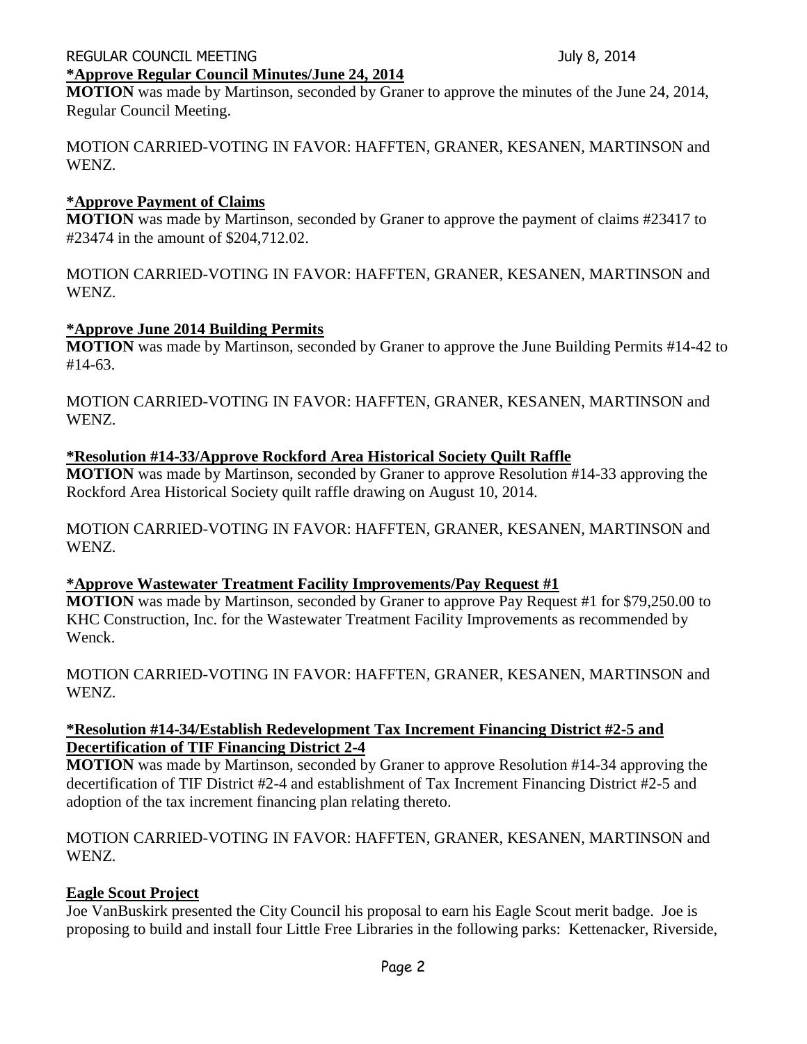**\*Approve Regular Council Minutes/June 24, 2014**

**MOTION** was made by Martinson, seconded by Graner to approve the minutes of the June 24, 2014, Regular Council Meeting.

MOTION CARRIED-VOTING IN FAVOR: HAFFTEN, GRANER, KESANEN, MARTINSON and WENZ.

**\*Approve Payment of Claims**

**MOTION** was made by Martinson, seconded by Graner to approve the payment of claims #23417 to #23474 in the amount of $204,712.02.

MOTION CARRIED-VOTING IN FAVOR: HAFFTEN, GRANER, KESANEN, MARTINSON and WENZ.

**\*Approve June 2014 Building Permits**

**MOTION** was made by Martinson, seconded by Graner to approve the June Building Permits #14-42 to #14-63.

MOTION CARRIED-VOTING IN FAVOR: HAFFTEN, GRANER, KESANEN, MARTINSON and WENZ.

**\*Resolution #14-33/Approve Rockford Area Historical Society Quilt Raffle**

**MOTION** was made by Martinson, seconded by Graner to approve Resolution #14-33 approving the Rockford Area Historical Society quilt raffle drawing on August 10, 2014.

MOTION CARRIED-VOTING IN FAVOR: HAFFTEN, GRANER, KESANEN, MARTINSON and WENZ.

**\*Approve Wastewater Treatment Facility Improvements/Pay Request #1**

**MOTION** was made by Martinson, seconded by Graner to approve Pay Request #1 for $79,250.00 to KHC Construction, Inc. for the Wastewater Treatment Facility Improvements as recommended by Wenck.

MOTION CARRIED-VOTING IN FAVOR: HAFFTEN, GRANER, KESANEN, MARTINSON and WENZ.

**\*Resolution #14-34/Establish Redevelopment Tax Increment Financing District #2-5 and Decertification of TIF Financing District 2-4**

**MOTION** was made by Martinson, seconded by Graner to approve Resolution #14-34 approving the decertification of TIF District #2-4 and establishment of Tax Increment Financing District #2-5 and adoption of the tax increment financing plan relating thereto.

MOTION CARRIED-VOTING IN FAVOR: HAFFTEN, GRANER, KESANEN, MARTINSON and WENZ.

**Eagle Scout Project**

Joe VanBuskirk presented the City Council his proposal to earn his Eagle Scout merit badge. Joe is proposing to build and install four Little Free Libraries in the following parks: Kettenacker, Riverside,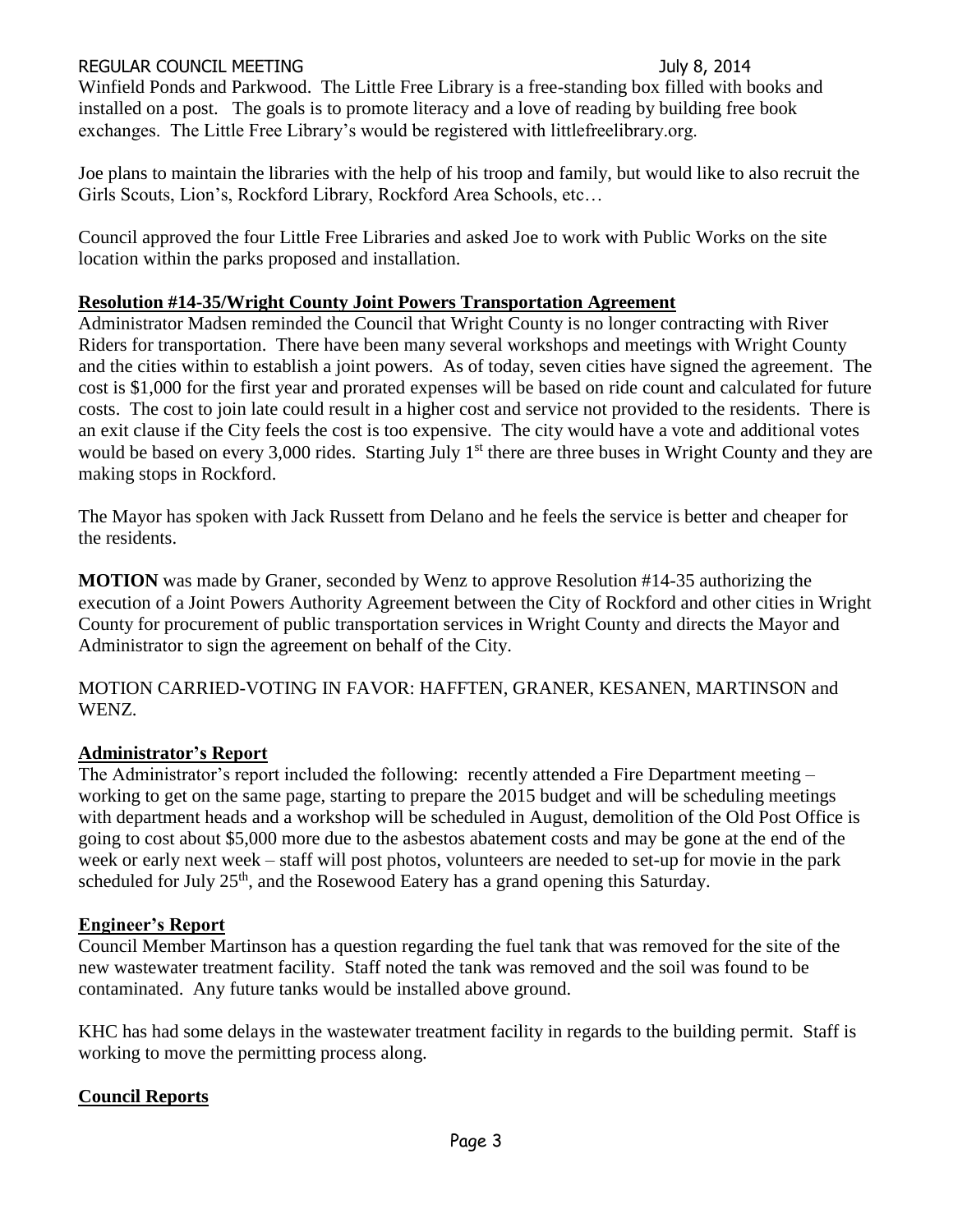Winfield Ponds and Parkwood. The Little Free Library is a free-standing box filled with books and installed on a post. The goals is to promote literacy and a love of reading by building free book exchanges. The Little Free Library's would be registered with littlefreelibrary.org.

Joe plans to maintain the libraries with the help of his troop and family, but would like to also recruit the Girls Scouts, Lion's, Rockford Library, Rockford Area Schools, etc…

Council approved the four Little Free Libraries and asked Joe to work with Public Works on the site location within the parks proposed and installation.

## Resolution #14-35/Wright County Joint Powers Transportation Agreement

Administrator Madsen reminded the Council that Wright County is no longer contracting with River Riders for transportation. There have been many several workshops and meetings with Wright County and the cities within to establish a joint powers. As of today, seven cities have signed the agreement. The cost is $1,000 for the first year and prorated expenses will be based on ride count and calculated for future costs. The cost to join late could result in a higher cost and service not provided to the residents. There is an exit clause if the City feels the cost is too expensive. The city would have a vote and additional votes would be based on every 3,000 rides. Starting July 1st there are three buses in Wright County and they are making stops in Rockford.

The Mayor has spoken with Jack Russett from Delano and he feels the service is better and cheaper for the residents.

**MOTION** was made by Graner, seconded by Wenz to approve Resolution #14-35 authorizing the execution of a Joint Powers Authority Agreement between the City of Rockford and other cities in Wright County for procurement of public transportation services in Wright County and directs the Mayor and Administrator to sign the agreement on behalf of the City.

MOTION CARRIED-VOTING IN FAVOR: HAFFTEN, GRANER, KESANEN, MARTINSON and WENZ.

## Administrator's Report

The Administrator's report included the following: recently attended a Fire Department meeting – working to get on the same page, starting to prepare the 2015 budget and will be scheduling meetings with department heads and a workshop will be scheduled in August, demolition of the Old Post Office is going to cost about $5,000 more due to the asbestos abatement costs and may be gone at the end of the week or early next week – staff will post photos, volunteers are needed to set-up for movie in the park scheduled for July 25th, and the Rosewood Eatery has a grand opening this Saturday.

## Engineer's Report

Council Member Martinson has a question regarding the fuel tank that was removed for the site of the new wastewater treatment facility. Staff noted the tank was removed and the soil was found to be contaminated. Any future tanks would be installed above ground.

KHC has had some delays in the wastewater treatment facility in regards to the building permit. Staff is working to move the permitting process along.

## Council Reports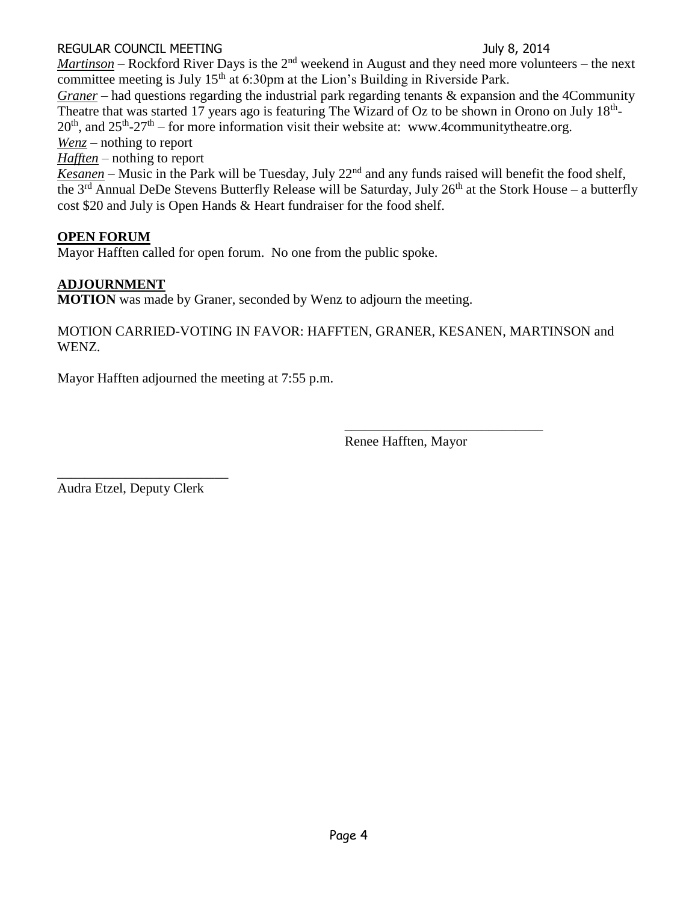*Martinson* – Rockford River Days is the 2nd weekend in August and they need more volunteers – the next committee meeting is July 15th at 6:30pm at the Lion's Building in Riverside Park.

*Graner* – had questions regarding the industrial park regarding tenants & expansion and the 4Community Theatre that was started 17 years ago is featuring The Wizard of Oz to be shown in Orono on July 18th-20th, and 25th-27th – for more information visit their website at: www.4communitytheatre.org.

*Wenz* – nothing to report

*Hafften* – nothing to report

*Kesanen* – Music in the Park will be Tuesday, July 22nd and any funds raised will benefit the food shelf, the 3rd Annual DeDe Stevens Butterfly Release will be Saturday, July 26th at the Stork House – a butterfly cost $20 and July is Open Hands & Heart fundraiser for the food shelf.

## OPEN FORUM

Mayor Hafften called for open forum. No one from the public spoke.

## ADJOURNMENT

**MOTION** was made by Graner, seconded by Wenz to adjourn the meeting.

MOTION CARRIED-VOTING IN FAVOR: HAFFTEN, GRANER, KESANEN, MARTINSON and WENZ.

Mayor Hafften adjourned the meeting at 7:55 p.m.

\_\_\_\_\_\_\_\_\_\_\_\_\_\_\_\_\_\_\_\_\_\_\_\_\_\_\_\_\_\_
Renee Hafften, Mayor

\_\_\_\_\_\_\_\_\_\_\_\_\_\_\_\_\_\_\_\_\_\_\_\_\_\_
Audra Etzel, Deputy Clerk